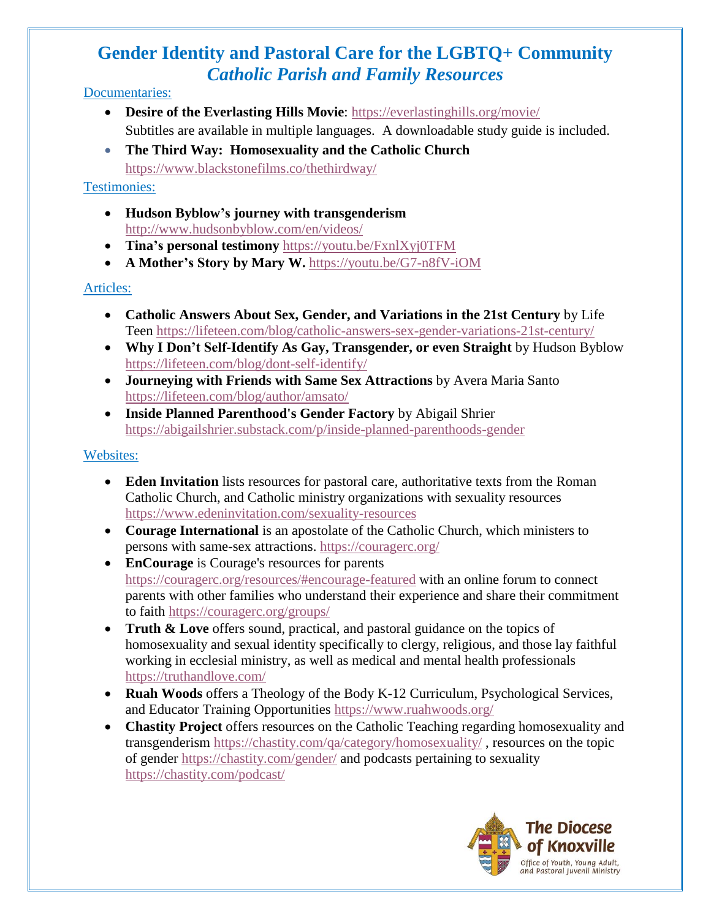# Gender Identity and Pastoral Care for the LGBTQ+ Community
## *Catholic Parish and Family Resources*

Documentaries:

- **Desire of the Everlasting Hills Movie**: https://everlastinghills.org/movie/
  Subtitles are available in multiple languages. A downloadable study guide is included.
- **The Third Way: Homosexuality and the Catholic Church**
  https://www.blackstonefilms.co/thethirdway/

Testimonies:

- **Hudson Byblow's journey with transgenderism**
  http://www.hudsonbyblow.com/en/videos/
- **Tina's personal testimony** https://youtu.be/FxnlXyj0TFM
- **A Mother's Story by Mary W.** https://youtu.be/G7-n8fV-iOM

Articles:

- **Catholic Answers About Sex, Gender, and Variations in the 21st Century** by Life Teen https://lifeteen.com/blog/catholic-answers-sex-gender-variations-21st-century/
- **Why I Don't Self-Identify As Gay, Transgender, or even Straight** by Hudson Byblow https://lifeteen.com/blog/dont-self-identify/
- **Journeying with Friends with Same Sex Attractions** by Avera Maria Santo https://lifeteen.com/blog/author/amsato/
- **Inside Planned Parenthood's Gender Factory** by Abigail Shrier https://abigailshrier.substack.com/p/inside-planned-parenthoods-gender

Websites:

- **Eden Invitation** lists resources for pastoral care, authoritative texts from the Roman Catholic Church, and Catholic ministry organizations with sexuality resources https://www.edeninvitation.com/sexuality-resources
- **Courage International** is an apostolate of the Catholic Church, which ministers to persons with same-sex attractions. https://couragerc.org/
- **EnCourage** is Courage's resources for parents https://couragerc.org/resources/#encourage-featured with an online forum to connect parents with other families who understand their experience and share their commitment to faith https://couragerc.org/groups/
- **Truth & Love** offers sound, practical, and pastoral guidance on the topics of homosexuality and sexual identity specifically to clergy, religious, and those lay faithful working in ecclesial ministry, as well as medical and mental health professionals https://truthandlove.com/
- **Ruah Woods** offers a Theology of the Body K-12 Curriculum, Psychological Services, and Educator Training Opportunities https://www.ruahwoods.org/
- **Chastity Project** offers resources on the Catholic Teaching regarding homosexuality and transgenderism https://chastity.com/qa/category/homosexuality/ , resources on the topic of gender https://chastity.com/gender/ and podcasts pertaining to sexuality https://chastity.com/podcast/

The Diocese of Knoxville
Office of Youth, Young Adult, and Pastoral Juvenil Ministry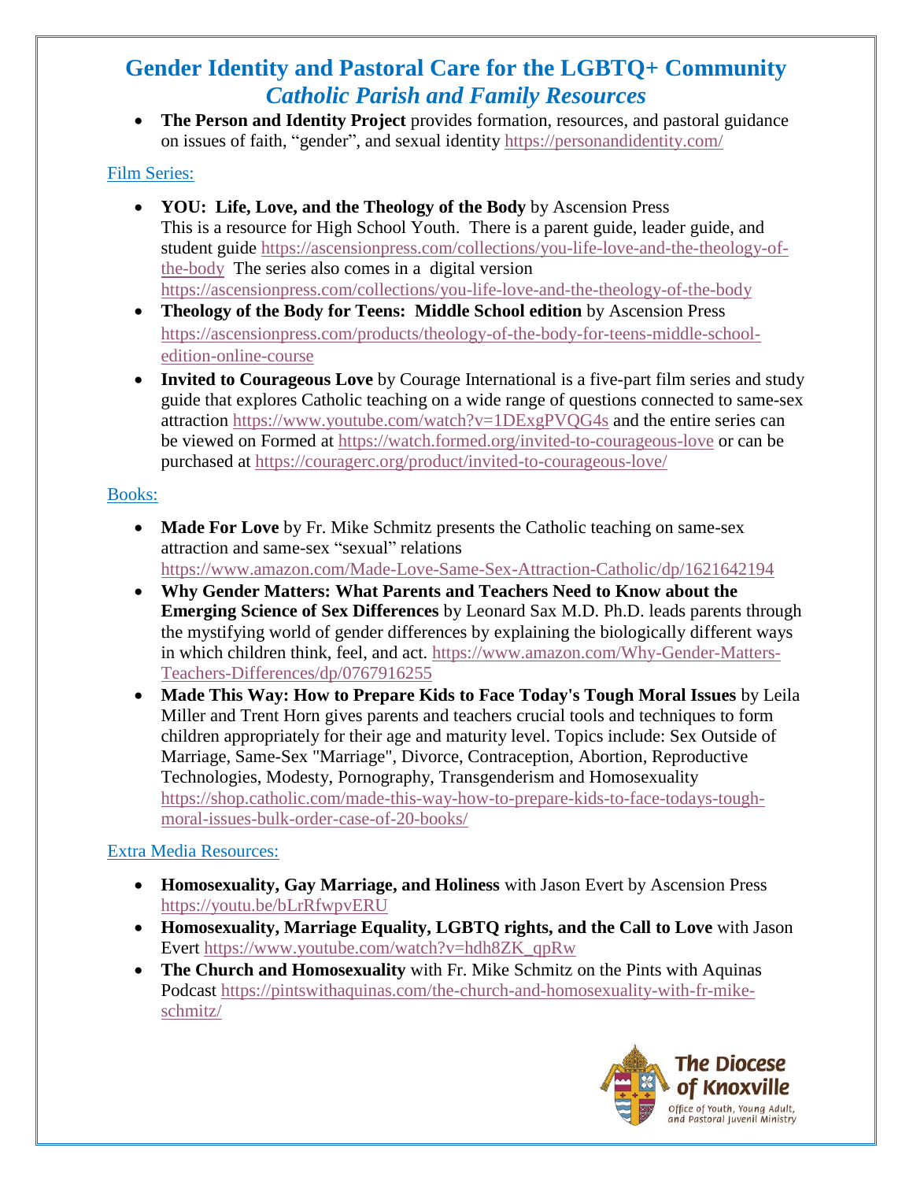# Gender Identity and Pastoral Care for the LGBTQ+ Community
## *Catholic Parish and Family Resources*

- **The Person and Identity Project** provides formation, resources, and pastoral guidance on issues of faith, "gender", and sexual identity https://personandidentity.com/

### Film Series:

- **YOU: Life, Love, and the Theology of the Body** by Ascension Press
  This is a resource for High School Youth. There is a parent guide, leader guide, and student guide https://ascensionpress.com/collections/you-life-love-and-the-theology-of-the-body The series also comes in a digital version https://ascensionpress.com/collections/you-life-love-and-the-theology-of-the-body
- **Theology of the Body for Teens: Middle School edition** by Ascension Press https://ascensionpress.com/products/theology-of-the-body-for-teens-middle-school-edition-online-course
- **Invited to Courageous Love** by Courage International is a five-part film series and study guide that explores Catholic teaching on a wide range of questions connected to same-sex attraction https://www.youtube.com/watch?v=1DExgPVQG4s and the entire series can be viewed on Formed at https://watch.formed.org/invited-to-courageous-love or can be purchased at https://couragerc.org/product/invited-to-courageous-love/

### Books:

- **Made For Love** by Fr. Mike Schmitz presents the Catholic teaching on same-sex attraction and same-sex "sexual" relations https://www.amazon.com/Made-Love-Same-Sex-Attraction-Catholic/dp/1621642194
- **Why Gender Matters: What Parents and Teachers Need to Know about the Emerging Science of Sex Differences** by Leonard Sax M.D. Ph.D. leads parents through the mystifying world of gender differences by explaining the biologically different ways in which children think, feel, and act. https://www.amazon.com/Why-Gender-Matters-Teachers-Differences/dp/0767916255
- **Made This Way: How to Prepare Kids to Face Today's Tough Moral Issues** by Leila Miller and Trent Horn gives parents and teachers crucial tools and techniques to form children appropriately for their age and maturity level. Topics include: Sex Outside of Marriage, Same-Sex "Marriage", Divorce, Contraception, Abortion, Reproductive Technologies, Modesty, Pornography, Transgenderism and Homosexuality https://shop.catholic.com/made-this-way-how-to-prepare-kids-to-face-todays-tough-moral-issues-bulk-order-case-of-20-books/

### Extra Media Resources:

- **Homosexuality, Gay Marriage, and Holiness** with Jason Evert by Ascension Press https://youtu.be/bLrRfwpvERU
- **Homosexuality, Marriage Equality, LGBTQ rights, and the Call to Love** with Jason Evert https://www.youtube.com/watch?v=hdh8ZK_qpRw
- **The Church and Homosexuality** with Fr. Mike Schmitz on the Pints with Aquinas Podcast https://pintswithaquinas.com/the-church-and-homosexuality-with-fr-mike-schmitz/

The Diocese of Knoxville
Office of Youth, Young Adult, and Pastoral Juvenil Ministry